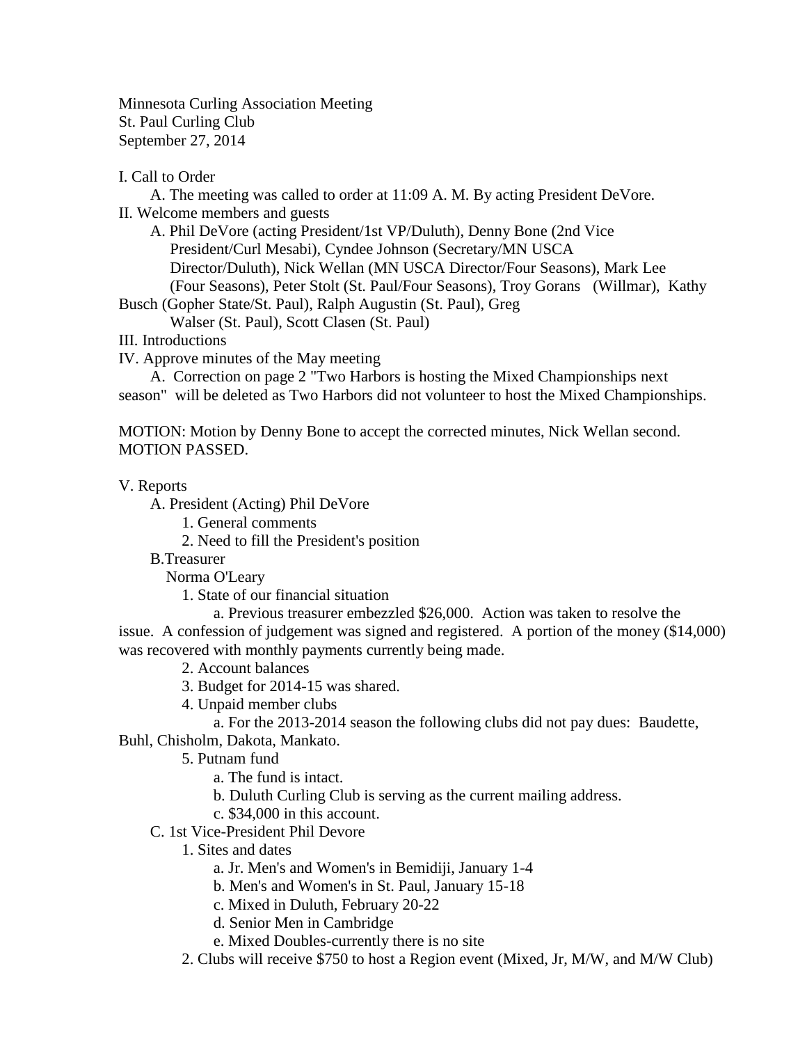Minnesota Curling Association Meeting
St. Paul Curling Club
September 27, 2014

I. Call to Order

- A. The meeting was called to order at 11:09 A. M. By acting President DeVore.

II. Welcome members and guests

- A. Phil DeVore (acting President/1st VP/Duluth), Denny Bone (2nd Vice President/Curl Mesabi), Cyndee Johnson (Secretary/MN USCA Director/Duluth), Nick Wellan (MN USCA Director/Four Seasons), Mark Lee (Four Seasons), Peter Stolt (St. Paul/Four Seasons), Troy Gorans (Willmar), Kathy Busch (Gopher State/St. Paul), Ralph Augustin (St. Paul), Greg Walser (St. Paul), Scott Clasen (St. Paul)

III. Introductions

IV. Approve minutes of the May meeting

- A. Correction on page 2 "Two Harbors is hosting the Mixed Championships next season" will be deleted as Two Harbors did not volunteer to host the Mixed Championships.

MOTION: Motion by Denny Bone to accept the corrected minutes, Nick Wellan second. MOTION PASSED.

V. Reports

- A. President (Acting) Phil DeVore
  1. General comments
  2. Need to fill the President's position
- B. Treasurer
  Norma O'Leary
  1. State of our financial situation
     a. Previous treasurer embezzled $26,000. Action was taken to resolve the issue. A confession of judgement was signed and registered. A portion of the money ($14,000) was recovered with monthly payments currently being made.
  2. Account balances
  3. Budget for 2014-15 was shared.
  4. Unpaid member clubs
     a. For the 2013-2014 season the following clubs did not pay dues: Baudette, Buhl, Chisholm, Dakota, Mankato.
  5. Putnam fund
     a. The fund is intact.
     b. Duluth Curling Club is serving as the current mailing address.
     c. $34,000 in this account.
- C. 1st Vice-President Phil Devore
  1. Sites and dates
     a. Jr. Men's and Women's in Bemidiji, January 1-4
     b. Men's and Women's in St. Paul, January 15-18
     c. Mixed in Duluth, February 20-22
     d. Senior Men in Cambridge
     e. Mixed Doubles-currently there is no site
  2. Clubs will receive $750 to host a Region event (Mixed, Jr, M/W, and M/W Club)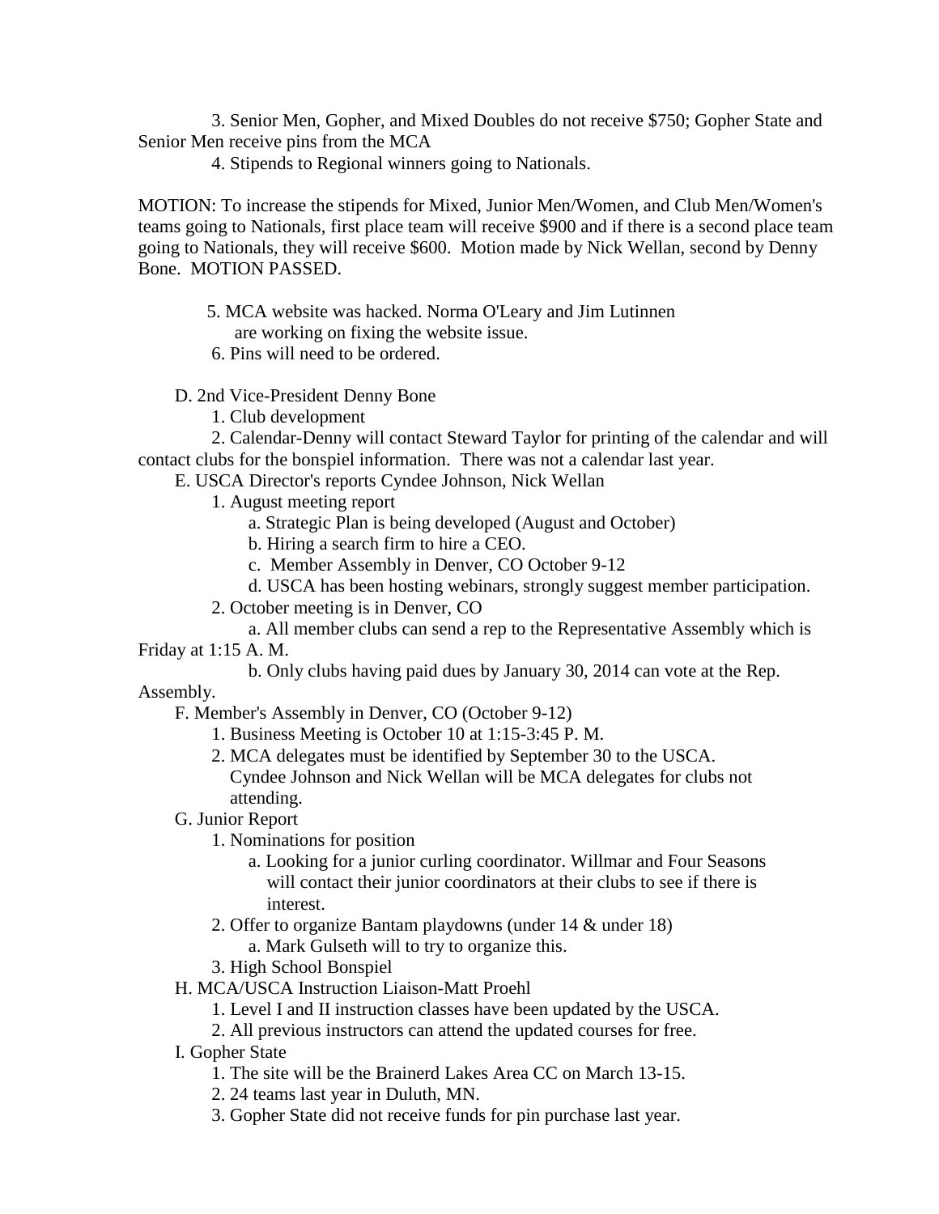3. Senior Men, Gopher, and Mixed Doubles do not receive $750; Gopher State and Senior Men receive pins from the MCA

4. Stipends to Regional winners going to Nationals.

MOTION: To increase the stipends for Mixed, Junior Men/Women, and Club Men/Women's teams going to Nationals, first place team will receive $900 and if there is a second place team going to Nationals, they will receive $600. Motion made by Nick Wellan, second by Denny Bone. MOTION PASSED.

5. MCA website was hacked. Norma O'Leary and Jim Lutinnen are working on fixing the website issue.

6. Pins will need to be ordered.

D. 2nd Vice-President Denny Bone

1. Club development
2. Calendar-Denny will contact Steward Taylor for printing of the calendar and will contact clubs for the bonspiel information. There was not a calendar last year.

E. USCA Director's reports Cyndee Johnson, Nick Wellan

1. August meeting report
   - a. Strategic Plan is being developed (August and October)
   - b. Hiring a search firm to hire a CEO.
   - c. Member Assembly in Denver, CO October 9-12
   - d. USCA has been hosting webinars, strongly suggest member participation.
2. October meeting is in Denver, CO
   - a. All member clubs can send a rep to the Representative Assembly which is Friday at 1:15 A. M.
   - b. Only clubs having paid dues by January 30, 2014 can vote at the Rep. Assembly.

F. Member's Assembly in Denver, CO (October 9-12)

1. Business Meeting is October 10 at 1:15-3:45 P. M.
2. MCA delegates must be identified by September 30 to the USCA. Cyndee Johnson and Nick Wellan will be MCA delegates for clubs not attending.

G. Junior Report

1. Nominations for position
   - a. Looking for a junior curling coordinator. Willmar and Four Seasons will contact their junior coordinators at their clubs to see if there is interest.
2. Offer to organize Bantam playdowns (under 14 & under 18)
   - a. Mark Gulseth will to try to organize this.
3. High School Bonspiel

H. MCA/USCA Instruction Liaison-Matt Proehl

1. Level I and II instruction classes have been updated by the USCA.
2. All previous instructors can attend the updated courses for free.

I. Gopher State

1. The site will be the Brainerd Lakes Area CC on March 13-15.
2. 24 teams last year in Duluth, MN.
3. Gopher State did not receive funds for pin purchase last year.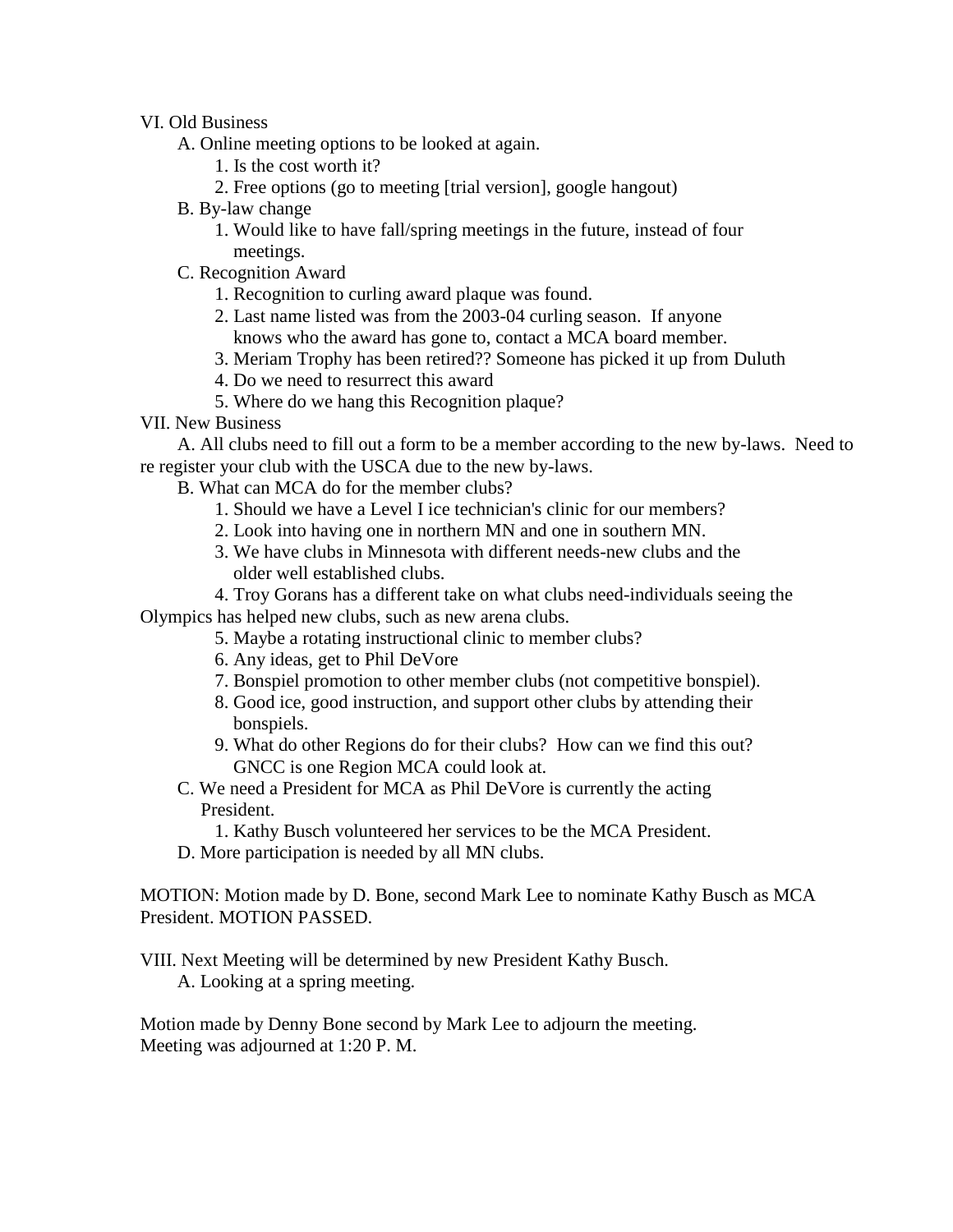VI. Old Business

- A. Online meeting options to be looked at again.
  1. Is the cost worth it?
  2. Free options (go to meeting [trial version], google hangout)
- B. By-law change
  1. Would like to have fall/spring meetings in the future, instead of four meetings.
- C. Recognition Award
  1. Recognition to curling award plaque was found.
  2. Last name listed was from the 2003-04 curling season. If anyone knows who the award has gone to, contact a MCA board member.
  3. Meriam Trophy has been retired?? Someone has picked it up from Duluth
  4. Do we need to resurrect this award
  5. Where do we hang this Recognition plaque?

VII. New Business

- A. All clubs need to fill out a form to be a member according to the new by-laws. Need to re register your club with the USCA due to the new by-laws.
- B. What can MCA do for the member clubs?
  1. Should we have a Level I ice technician's clinic for our members?
  2. Look into having one in northern MN and one in southern MN.
  3. We have clubs in Minnesota with different needs-new clubs and the older well established clubs.
  4. Troy Gorans has a different take on what clubs need-individuals seeing the Olympics has helped new clubs, such as new arena clubs.
  5. Maybe a rotating instructional clinic to member clubs?
  6. Any ideas, get to Phil DeVore
  7. Bonspiel promotion to other member clubs (not competitive bonspiel).
  8. Good ice, good instruction, and support other clubs by attending their bonspiels.
  9. What do other Regions do for their clubs? How can we find this out? GNCC is one Region MCA could look at.
- C. We need a President for MCA as Phil DeVore is currently the acting President.
  1. Kathy Busch volunteered her services to be the MCA President.
- D. More participation is needed by all MN clubs.

MOTION: Motion made by D. Bone, second Mark Lee to nominate Kathy Busch as MCA President. MOTION PASSED.

VIII. Next Meeting will be determined by new President Kathy Busch.

- A. Looking at a spring meeting.

Motion made by Denny Bone second by Mark Lee to adjourn the meeting.
Meeting was adjourned at 1:20 P. M.